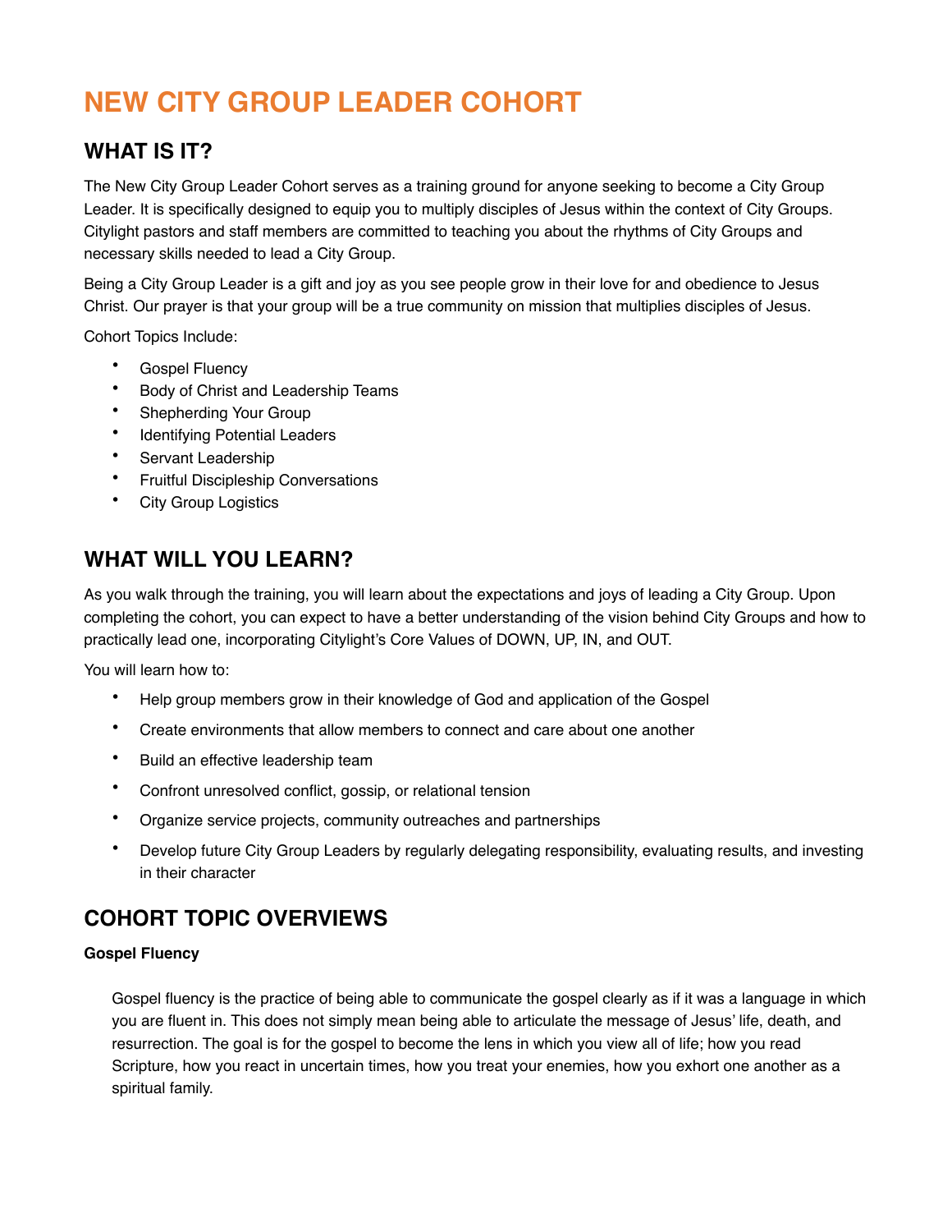# NEW CITY GROUP LEADER COHORT

## WHAT IS IT?

The New City Group Leader Cohort serves as a training ground for anyone seeking to become a City Group Leader. It is specifically designed to equip you to multiply disciples of Jesus within the context of City Groups. Citylight pastors and staff members are committed to teaching you about the rhythms of City Groups and necessary skills needed to lead a City Group.

Being a City Group Leader is a gift and joy as you see people grow in their love for and obedience to Jesus Christ. Our prayer is that your group will be a true community on mission that multiplies disciples of Jesus.

Cohort Topics Include:

- Gospel Fluency
- Body of Christ and Leadership Teams
- Shepherding Your Group
- Identifying Potential Leaders
- Servant Leadership
- Fruitful Discipleship Conversations
- City Group Logistics

## WHAT WILL YOU LEARN?

As you walk through the training, you will learn about the expectations and joys of leading a City Group. Upon completing the cohort, you can expect to have a better understanding of the vision behind City Groups and how to practically lead one, incorporating Citylight's Core Values of DOWN, UP, IN, and OUT.

You will learn how to:

- Help group members grow in their knowledge of God and application of the Gospel
- Create environments that allow members to connect and care about one another
- Build an effective leadership team
- Confront unresolved conflict, gossip, or relational tension
- Organize service projects, community outreaches and partnerships
- Develop future City Group Leaders by regularly delegating responsibility, evaluating results, and investing in their character

## COHORT TOPIC OVERVIEWS

**Gospel Fluency**

Gospel fluency is the practice of being able to communicate the gospel clearly as if it was a language in which you are fluent in. This does not simply mean being able to articulate the message of Jesus' life, death, and resurrection. The goal is for the gospel to become the lens in which you view all of life; how you read Scripture, how you react in uncertain times, how you treat your enemies, how you exhort one another as a spiritual family.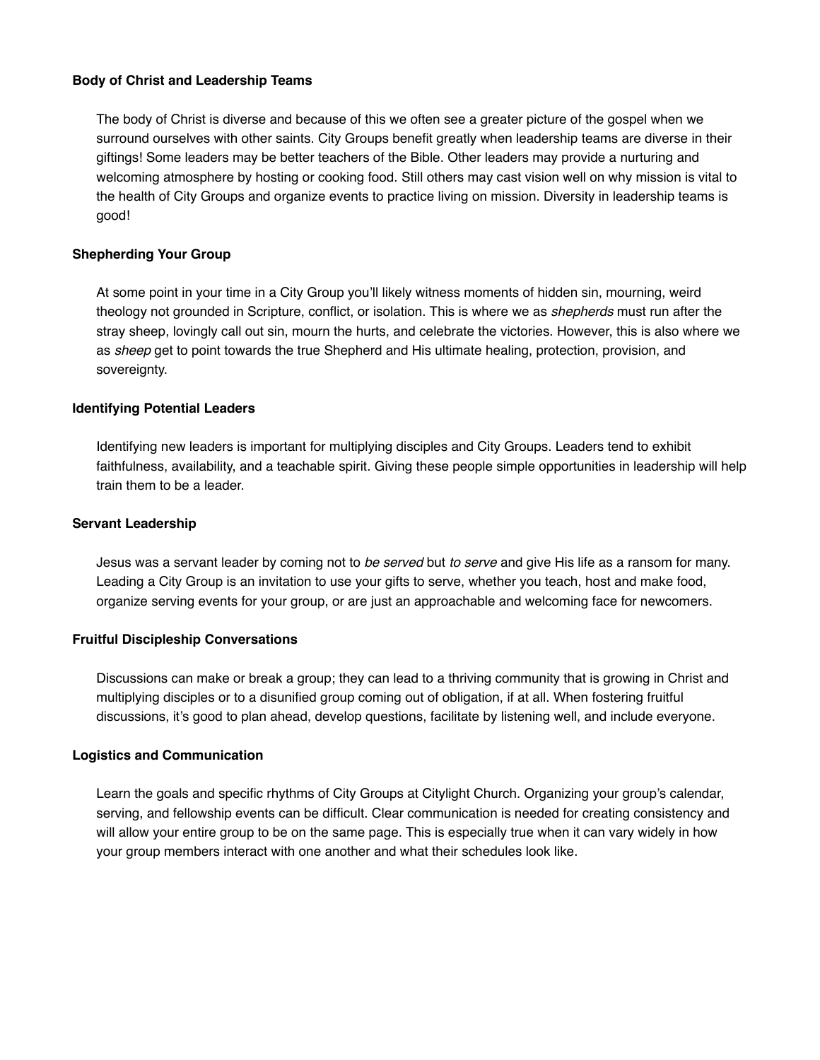**Body of Christ and Leadership Teams**

The body of Christ is diverse and because of this we often see a greater picture of the gospel when we surround ourselves with other saints. City Groups benefit greatly when leadership teams are diverse in their giftings! Some leaders may be better teachers of the Bible. Other leaders may provide a nurturing and welcoming atmosphere by hosting or cooking food. Still others may cast vision well on why mission is vital to the health of City Groups and organize events to practice living on mission. Diversity in leadership teams is good!

**Shepherding Your Group**

At some point in your time in a City Group you'll likely witness moments of hidden sin, mourning, weird theology not grounded in Scripture, conflict, or isolation. This is where we as *shepherds* must run after the stray sheep, lovingly call out sin, mourn the hurts, and celebrate the victories. However, this is also where we as *sheep* get to point towards the true Shepherd and His ultimate healing, protection, provision, and sovereignty.

**Identifying Potential Leaders**

Identifying new leaders is important for multiplying disciples and City Groups. Leaders tend to exhibit faithfulness, availability, and a teachable spirit. Giving these people simple opportunities in leadership will help train them to be a leader.

**Servant Leadership**

Jesus was a servant leader by coming not to *be served* but *to serve* and give His life as a ransom for many. Leading a City Group is an invitation to use your gifts to serve, whether you teach, host and make food, organize serving events for your group, or are just an approachable and welcoming face for newcomers.

**Fruitful Discipleship Conversations**

Discussions can make or break a group; they can lead to a thriving community that is growing in Christ and multiplying disciples or to a disunified group coming out of obligation, if at all. When fostering fruitful discussions, it's good to plan ahead, develop questions, facilitate by listening well, and include everyone.

**Logistics and Communication**

Learn the goals and specific rhythms of City Groups at Citylight Church. Organizing your group's calendar, serving, and fellowship events can be difficult. Clear communication is needed for creating consistency and will allow your entire group to be on the same page. This is especially true when it can vary widely in how your group members interact with one another and what their schedules look like.